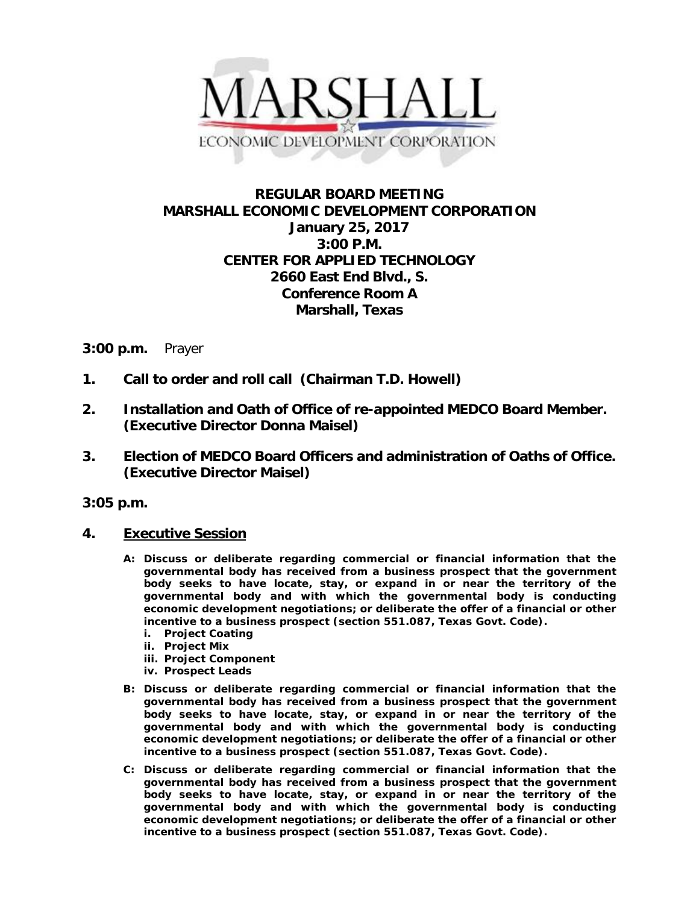MARSHALL

ECONOMIC DEVELOPMENT CORPORATION

# REGULAR BOARD MEETING
# MARSHALL ECONOMIC DEVELOPMENT CORPORATION

**January 25, 2017**
**3:00 P.M.**
**CENTER FOR APPLIED TECHNOLOGY**
**2660 East End Blvd., S.**
**Conference Room A**
**Marshall, Texas**

**3:00 p.m.** Prayer

1. **Call to order and roll call (Chairman T.D. Howell)**

2. **Installation and Oath of Office of re-appointed MEDCO Board Member. (Executive Director Donna Maisel)**

3. **Election of MEDCO Board Officers and administration of Oaths of Office. (Executive Director Maisel)**

**3:05 p.m.**

4. **Executive Session**

   **A: Discuss or deliberate regarding commercial or financial information that the governmental body has received from a business prospect that the government body seeks to have locate, stay, or expand in or near the territory of the governmental body and with which the governmental body is conducting economic development negotiations; or deliberate the offer of a financial or other incentive to a business prospect (section 551.087, Texas Govt. Code).**

   i. **Project Coating**
   ii. **Project Mix**
   iii. **Project Component**
   iv. **Prospect Leads**

   **B: Discuss or deliberate regarding commercial or financial information that the governmental body has received from a business prospect that the government body seeks to have locate, stay, or expand in or near the territory of the governmental body and with which the governmental body is conducting economic development negotiations; or deliberate the offer of a financial or other incentive to a business prospect (section 551.087, Texas Govt. Code).**

   **C: Discuss or deliberate regarding commercial or financial information that the governmental body has received from a business prospect that the government body seeks to have locate, stay, or expand in or near the territory of the governmental body and with which the governmental body is conducting economic development negotiations; or deliberate the offer of a financial or other incentive to a business prospect (section 551.087, Texas Govt. Code).**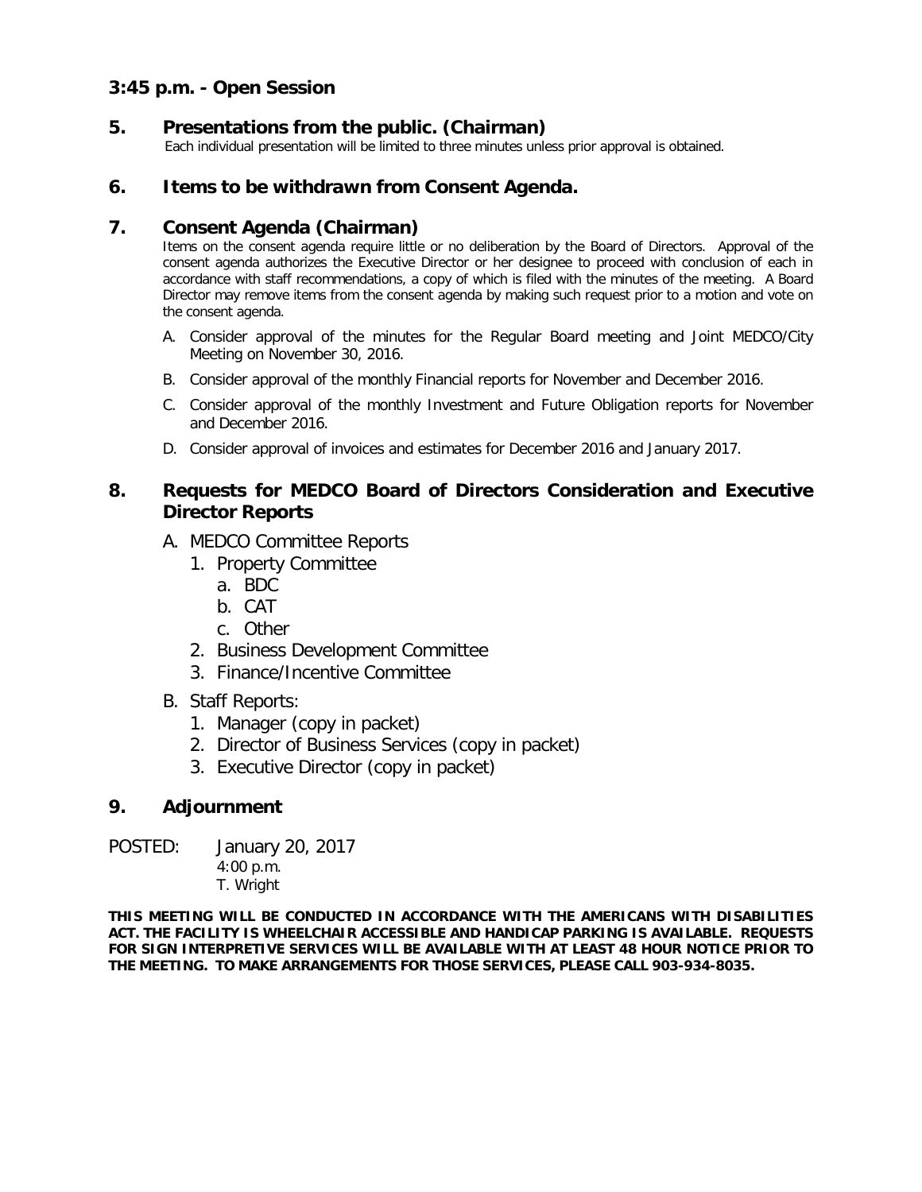**3:45 p.m. - Open Session**

## 5. Presentations from the public. (Chairman)

Each individual presentation will be limited to three minutes unless prior approval is obtained.

## 6. Items to be withdrawn from Consent Agenda.

## 7. Consent Agenda (Chairman)

Items on the consent agenda require little or no deliberation by the Board of Directors. Approval of the consent agenda authorizes the Executive Director or her designee to proceed with conclusion of each in accordance with staff recommendations, a copy of which is filed with the minutes of the meeting. A Board Director may remove items from the consent agenda by making such request prior to a motion and vote on the consent agenda.

A. Consider approval of the minutes for the Regular Board meeting and Joint MEDCO/City Meeting on November 30, 2016.

B. Consider approval of the monthly Financial reports for November and December 2016.

C. Consider approval of the monthly Investment and Future Obligation reports for November and December 2016.

D. Consider approval of invoices and estimates for December 2016 and January 2017.

## 8. Requests for MEDCO Board of Directors Consideration and Executive Director Reports

A. MEDCO Committee Reports
   1. Property Committee
      a. BDC
      b. CAT
      c. Other
   2. Business Development Committee
   3. Finance/Incentive Committee

B. Staff Reports:
   1. Manager (copy in packet)
   2. Director of Business Services (copy in packet)
   3. Executive Director (copy in packet)

## 9. Adjournment

POSTED: January 20, 2017
4:00 p.m.
T. Wright

**THIS MEETING WILL BE CONDUCTED IN ACCORDANCE WITH THE AMERICANS WITH DISABILITIES ACT. THE FACILITY IS WHEELCHAIR ACCESSIBLE AND HANDICAP PARKING IS AVAILABLE. REQUESTS FOR SIGN INTERPRETIVE SERVICES WILL BE AVAILABLE WITH AT LEAST 48 HOUR NOTICE PRIOR TO THE MEETING. TO MAKE ARRANGEMENTS FOR THOSE SERVICES, PLEASE CALL 903-934-8035.**